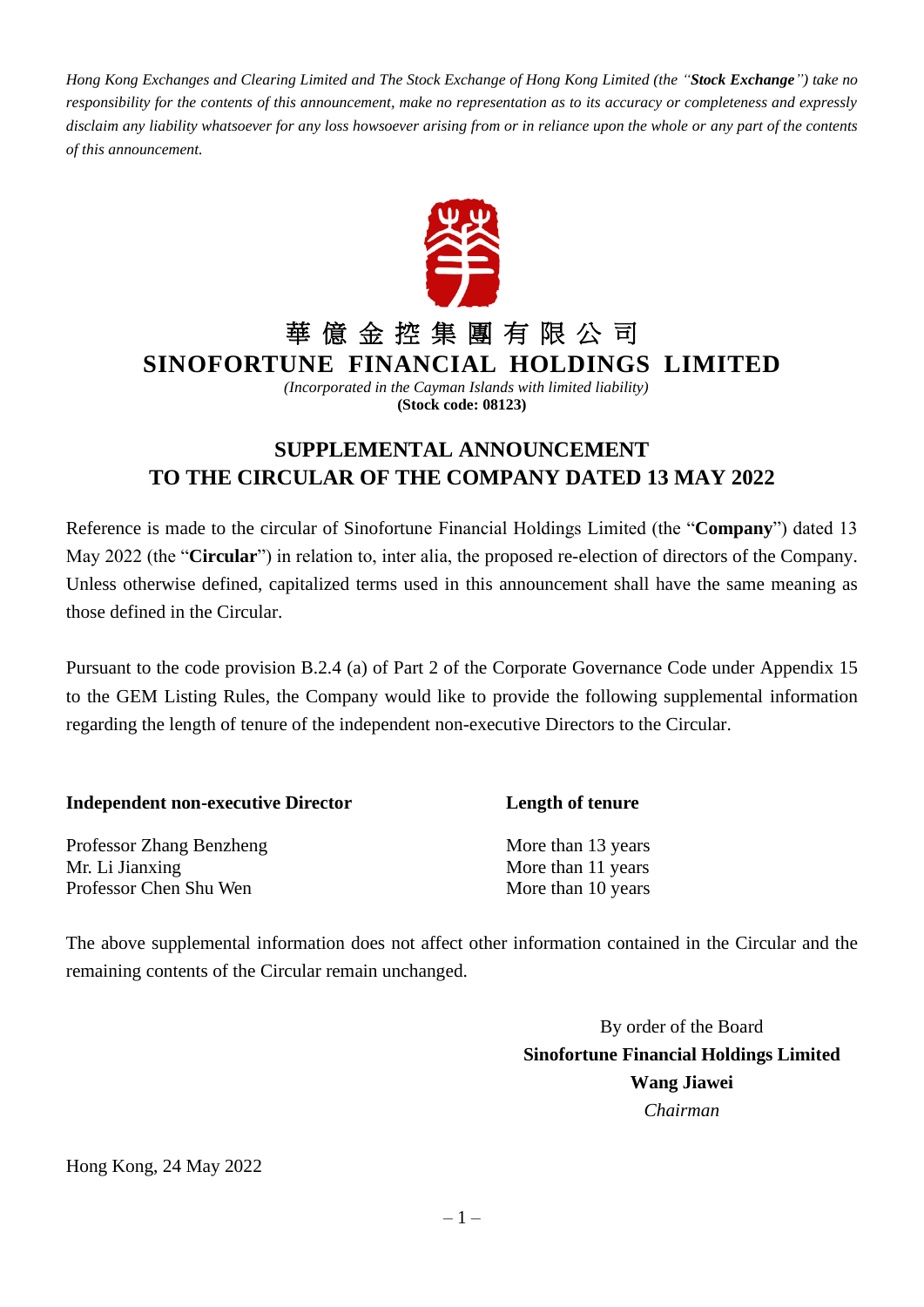*Hong Kong Exchanges and Clearing Limited and The Stock Exchange of Hong Kong Limited (the "**Stock Exchange**") take no responsibility for the contents of this announcement, make no representation as to its accuracy or completeness and expressly disclaim any liability whatsoever for any loss howsoever arising from or in reliance upon the whole or any part of the contents of this announcement.*

# 華億金控集團有限公司
# SINOFORTUNE FINANCIAL HOLDINGS LIMITED

*(Incorporated in the Cayman Islands with limited liability)*
**(Stock code: 08123)**

## SUPPLEMENTAL ANNOUNCEMENT TO THE CIRCULAR OF THE COMPANY DATED 13 MAY 2022

Reference is made to the circular of Sinofortune Financial Holdings Limited (the "**Company**") dated 13 May 2022 (the "**Circular**") in relation to, inter alia, the proposed re-election of directors of the Company. Unless otherwise defined, capitalized terms used in this announcement shall have the same meaning as those defined in the Circular.

Pursuant to the code provision B.2.4 (a) of Part 2 of the Corporate Governance Code under Appendix 15 to the GEM Listing Rules, the Company would like to provide the following supplemental information regarding the length of tenure of the independent non-executive Directors to the Circular.

| Independent non-executive Director | Length of tenure |
|---|---|
| Professor Zhang Benzheng | More than 13 years |
| Mr. Li Jianxing | More than 11 years |
| Professor Chen Shu Wen | More than 10 years |

The above supplemental information does not affect other information contained in the Circular and the remaining contents of the Circular remain unchanged.

By order of the Board
**Sinofortune Financial Holdings Limited**
**Wang Jiawei**
*Chairman*

Hong Kong, 24 May 2022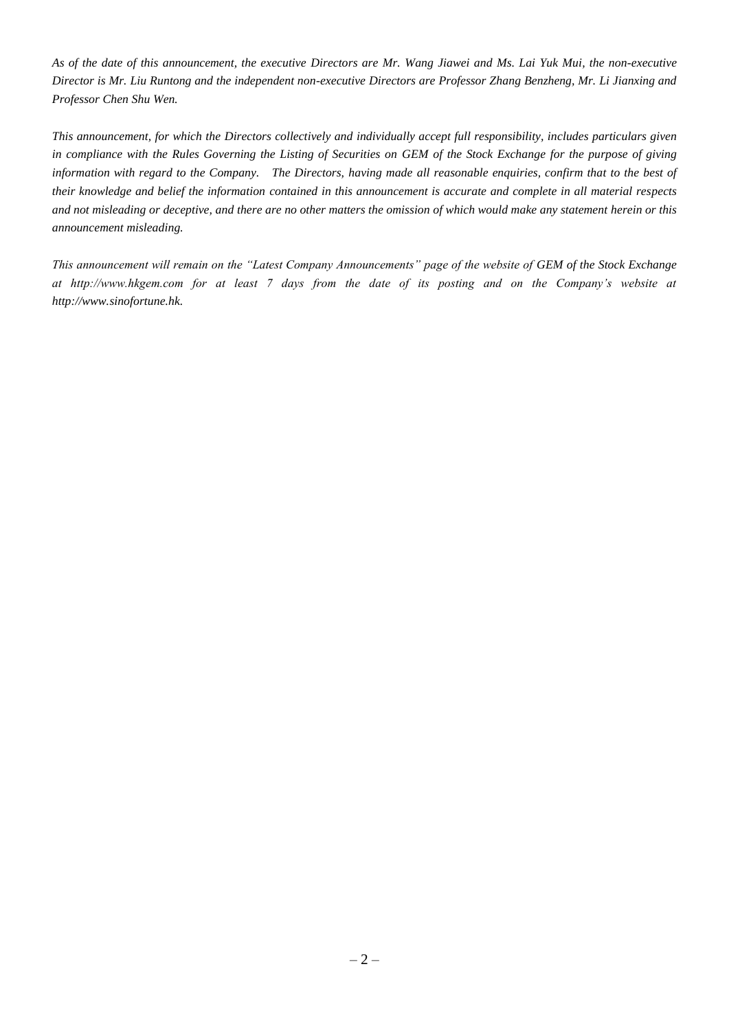*As of the date of this announcement, the executive Directors are Mr. Wang Jiawei and Ms. Lai Yuk Mui, the non-executive Director is Mr. Liu Runtong and the independent non-executive Directors are Professor Zhang Benzheng, Mr. Li Jianxing and Professor Chen Shu Wen.*

*This announcement, for which the Directors collectively and individually accept full responsibility, includes particulars given in compliance with the Rules Governing the Listing of Securities on GEM of the Stock Exchange for the purpose of giving information with regard to the Company. The Directors, having made all reasonable enquiries, confirm that to the best of their knowledge and belief the information contained in this announcement is accurate and complete in all material respects and not misleading or deceptive, and there are no other matters the omission of which would make any statement herein or this announcement misleading.*

*This announcement will remain on the "Latest Company Announcements" page of the website of GEM of the Stock Exchange at http://www.hkgem.com for at least 7 days from the date of its posting and on the Company's website at http://www.sinofortune.hk.*